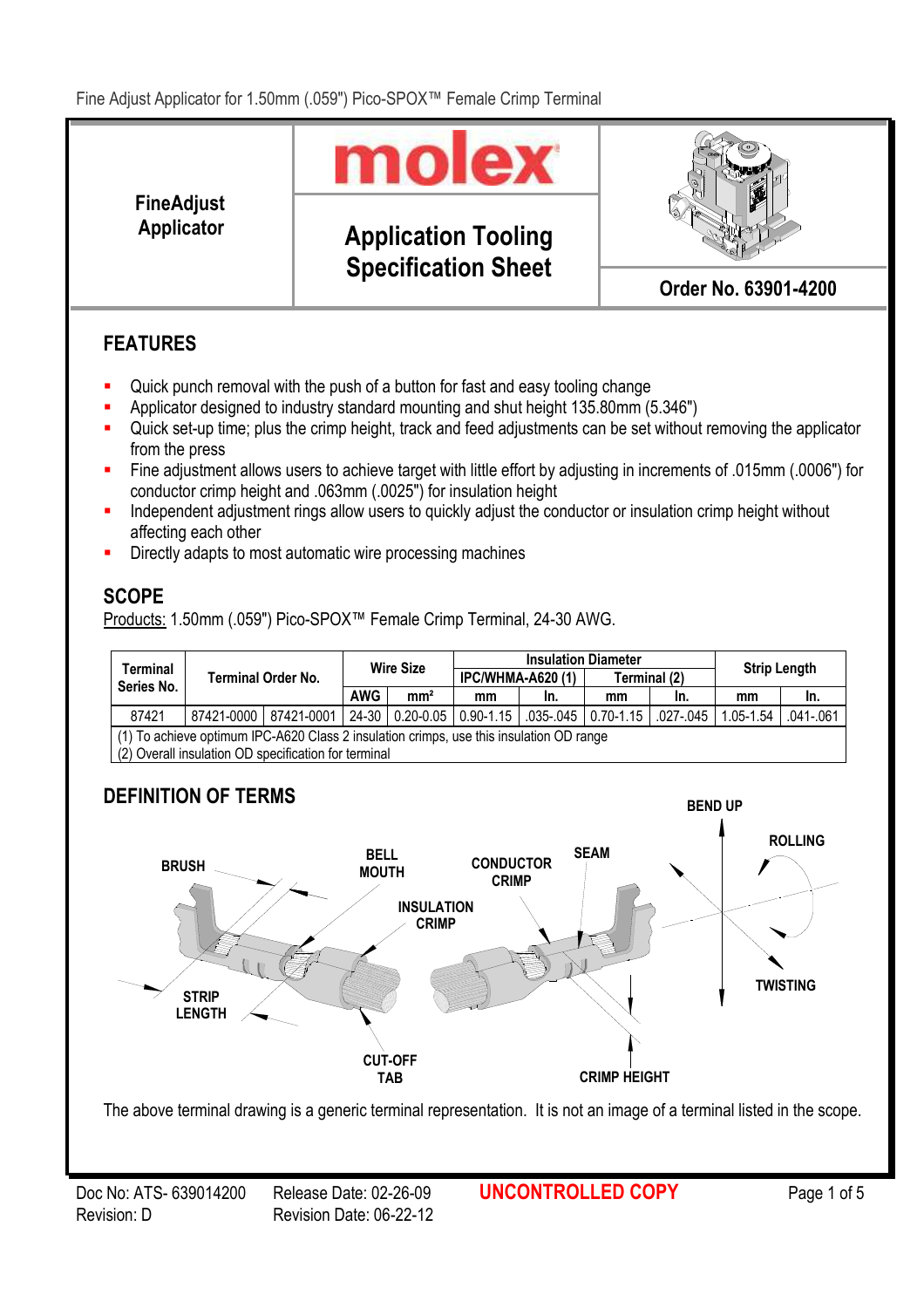Fine Adjust Applicator for 1.50mm (.059") Pico-SPOX™ Female Crimp Terminal

**FineAdjust Applicator**

**molex**

**Application Tooling Specification Sheet**

**Order No. 63901-4200**

## FEATURES

- Quick punch removal with the push of a button for fast and easy tooling change
- Applicator designed to industry standard mounting and shut height 135.80mm (5.346")
- Quick set-up time; plus the crimp height, track and feed adjustments can be set without removing the applicator from the press
- Fine adjustment allows users to achieve target with little effort by adjusting in increments of .015mm (.0006") for conductor crimp height and .063mm (.0025") for insulation height
- Independent adjustment rings allow users to quickly adjust the conductor or insulation crimp height without affecting each other
- Directly adapts to most automatic wire processing machines

## SCOPE

Products: 1.50mm (.059") Pico-SPOX™ Female Crimp Terminal, 24-30 AWG.

| Terminal Series No. | Terminal Order No. | | Wire Size | | Insulation Diameter | | | | Strip Length | |
|---|---|---|---|---|---|---|---|---|---|---|
| | | | | | IPC/WHMA-A620 (1) | | Terminal (2) | | | |
| | | | AWG | mm² | mm | In. | mm | In. | mm | In. |
| 87421 | 87421-0000 | 87421-0001 | 24-30 | 0.20-0.05 | 0.90-1.15 | .035-.045 | 0.70-1.15 | .027-.045 | 1.05-1.54 | .041-.061 |

(1) To achieve optimum IPC-A620 Class 2 insulation crimps, use this insulation OD range
(2) Overall insulation OD specification for terminal

## DEFINITION OF TERMS

BRUSH
BELL MOUTH
CONDUCTOR CRIMP
SEAM
BEND UP
ROLLING
INSULATION CRIMP
STRIP LENGTH
CUT-OFF TAB
CRIMP HEIGHT
TWISTING

The above terminal drawing is a generic terminal representation. It is not an image of a terminal listed in the scope.

Doc No: ATS- 639014200 Release Date: 02-26-09 **UNCONTROLLED COPY**
Revision: D Revision Date: 06-22-12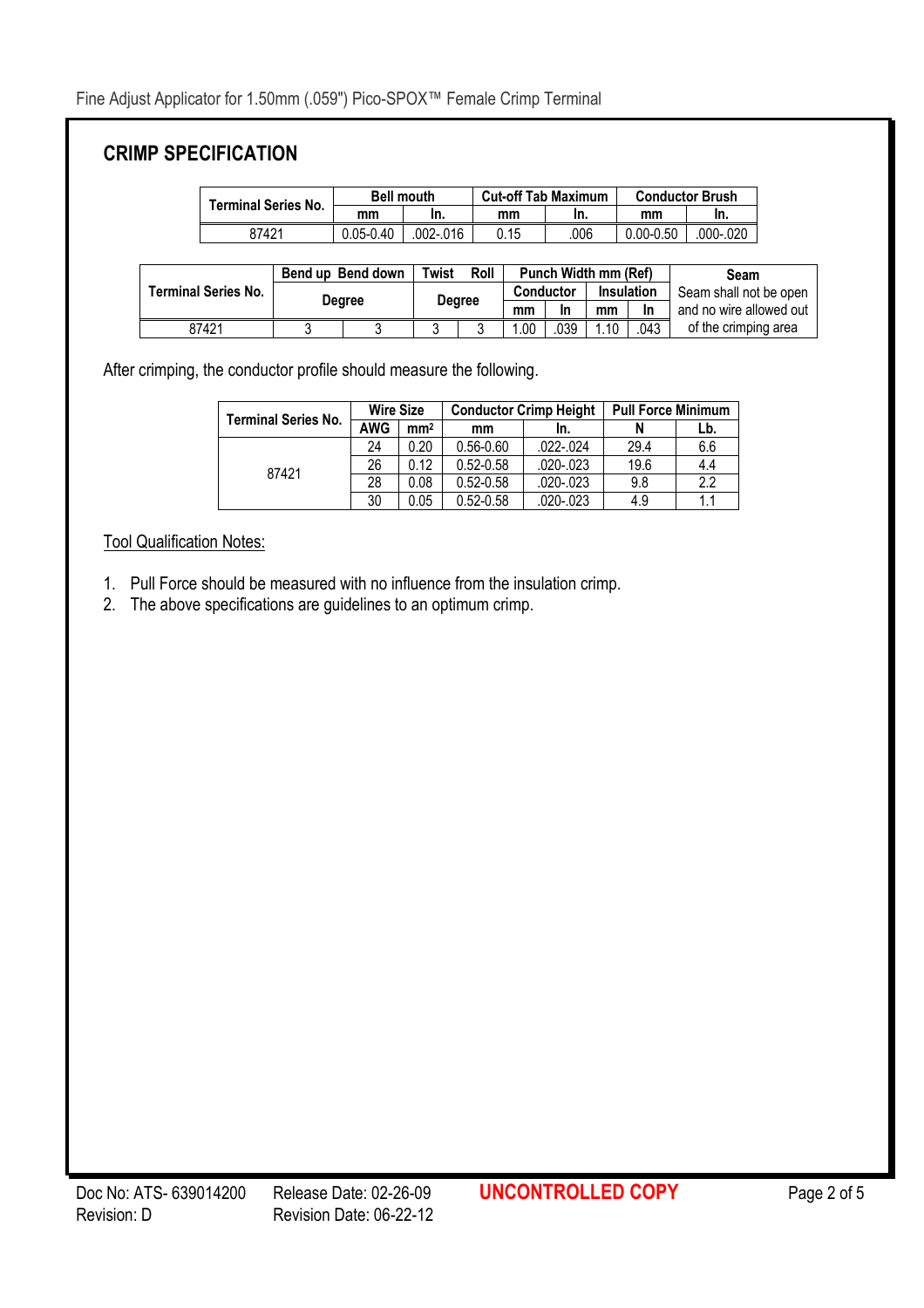## CRIMP SPECIFICATION

| Terminal Series No. | Bell mouth | | Cut-off Tab Maximum | | Conductor Brush | |
|---|---|---|---|---|---|---|
| | mm | In. | mm | In. | mm | In. |
| 87421 | 0.05-0.40 | .002-.016 | 0.15 | .006 | 0.00-0.50 | .000-.020 |

| Terminal Series No. | Bend up | Bend down | Twist | Roll | Punch Width mm (Ref) | | | | Seam |
|---|---|---|---|---|---|---|---|---|---|
| | Degree | | Degree | | Conductor | | Insulation | | Seam shall not be open and no wire allowed out of the crimping area |
| | | | | | mm | In | mm | In | |
| 87421 | 3 | 3 | 3 | 3 | 1.00 | .039 | 1.10 | .043 | |

After crimping, the conductor profile should measure the following.

| Terminal Series No. | Wire Size | | Conductor Crimp Height | | Pull Force Minimum | |
|---|---|---|---|---|---|---|
| | AWG | mm² | mm | In. | N | Lb. |
| 87421 | 24 | 0.20 | 0.56-0.60 | .022-.024 | 29.4 | 6.6 |
| | 26 | 0.12 | 0.52-0.58 | .020-.023 | 19.6 | 4.4 |
| | 28 | 0.08 | 0.52-0.58 | .020-.023 | 9.8 | 2.2 |
| | 30 | 0.05 | 0.52-0.58 | .020-.023 | 4.9 | 1.1 |

Tool Qualification Notes:

1. Pull Force should be measured with no influence from the insulation crimp.
2. The above specifications are guidelines to an optimum crimp.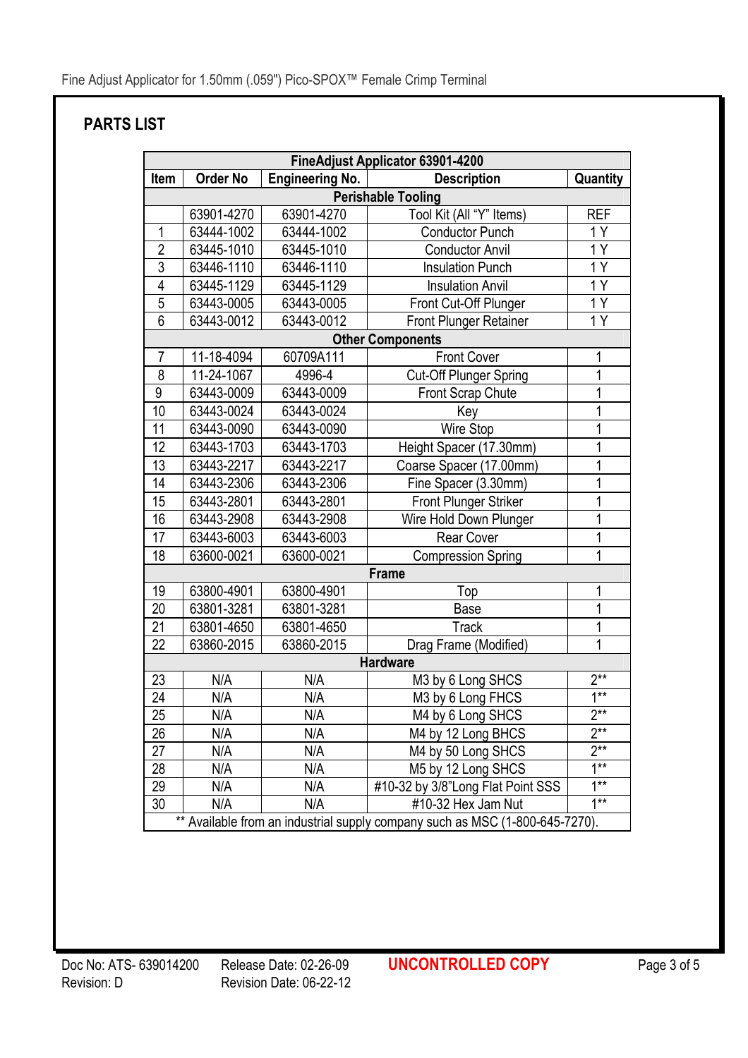## PARTS LIST

| FineAdjust Applicator 63901-4200 | | | | |
|---|---|---|---|---|
| **Item** | **Order No** | **Engineering No.** | **Description** | **Quantity** |
| **Perishable Tooling** | | | | |
| | 63901-4270 | 63901-4270 | Tool Kit (All "Y" Items) | REF |
| 1 | 63444-1002 | 63444-1002 | Conductor Punch | 1 Y |
| 2 | 63445-1010 | 63445-1010 | Conductor Anvil | 1 Y |
| 3 | 63446-1110 | 63446-1110 | Insulation Punch | 1 Y |
| 4 | 63445-1129 | 63445-1129 | Insulation Anvil | 1 Y |
| 5 | 63443-0005 | 63443-0005 | Front Cut-Off Plunger | 1 Y |
| 6 | 63443-0012 | 63443-0012 | Front Plunger Retainer | 1 Y |
| **Other Components** | | | | |
| 7 | 11-18-4094 | 60709A111 | Front Cover | 1 |
| 8 | 11-24-1067 | 4996-4 | Cut-Off Plunger Spring | 1 |
| 9 | 63443-0009 | 63443-0009 | Front Scrap Chute | 1 |
| 10 | 63443-0024 | 63443-0024 | Key | 1 |
| 11 | 63443-0090 | 63443-0090 | Wire Stop | 1 |
| 12 | 63443-1703 | 63443-1703 | Height Spacer (17.30mm) | 1 |
| 13 | 63443-2217 | 63443-2217 | Coarse Spacer (17.00mm) | 1 |
| 14 | 63443-2306 | 63443-2306 | Fine Spacer (3.30mm) | 1 |
| 15 | 63443-2801 | 63443-2801 | Front Plunger Striker | 1 |
| 16 | 63443-2908 | 63443-2908 | Wire Hold Down Plunger | 1 |
| 17 | 63443-6003 | 63443-6003 | Rear Cover | 1 |
| 18 | 63600-0021 | 63600-0021 | Compression Spring | 1 |
| **Frame** | | | | |
| 19 | 63800-4901 | 63800-4901 | Top | 1 |
| 20 | 63801-3281 | 63801-3281 | Base | 1 |
| 21 | 63801-4650 | 63801-4650 | Track | 1 |
| 22 | 63860-2015 | 63860-2015 | Drag Frame (Modified) | 1 |
| **Hardware** | | | | |
| 23 | N/A | N/A | M3 by 6 Long SHCS | 2** |
| 24 | N/A | N/A | M3 by 6 Long FHCS | 1** |
| 25 | N/A | N/A | M4 by 6 Long SHCS | 2** |
| 26 | N/A | N/A | M4 by 12 Long BHCS | 2** |
| 27 | N/A | N/A | M4 by 50 Long SHCS | 2** |
| 28 | N/A | N/A | M5 by 12 Long SHCS | 1** |
| 29 | N/A | N/A | #10-32 by 3/8"Long Flat Point SSS | 1** |
| 30 | N/A | N/A | #10-32 Hex Jam Nut | 1** |
| ** Available from an industrial supply company such as MSC (1-800-645-7270). | | | | |

Doc No: ATS- 639014200
Revision: D

Release Date: 02-26-09
Revision Date: 06-22-12

**UNCONTROLLED COPY**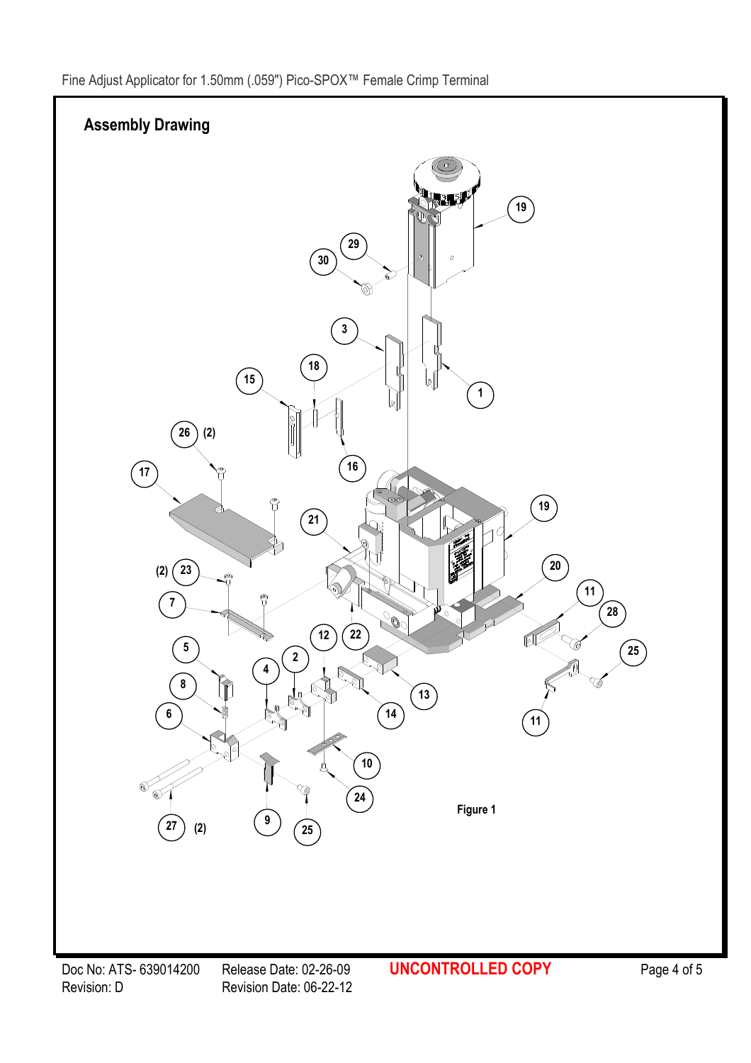## Assembly Drawing

19

29

30

3

18

1

15

26 (2)

16

17

21

19

(2) 23

20

7

11

28

22

5

12

25

2

4

13

8

6

14

11

10

24

27 (2)

9

25

Figure 1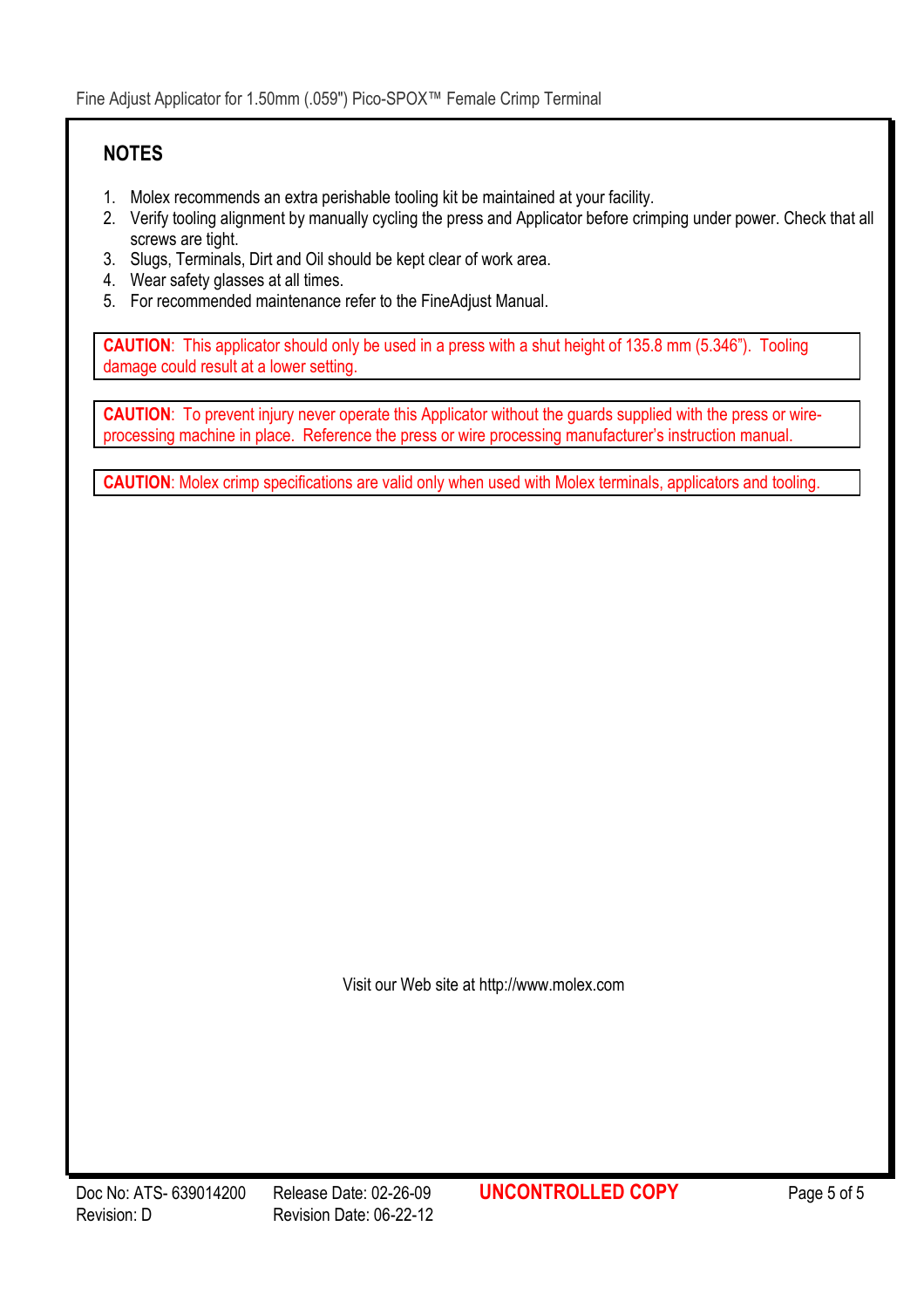## NOTES

1. Molex recommends an extra perishable tooling kit be maintained at your facility.
2. Verify tooling alignment by manually cycling the press and Applicator before crimping under power. Check that all screws are tight.
3. Slugs, Terminals, Dirt and Oil should be kept clear of work area.
4. Wear safety glasses at all times.
5. For recommended maintenance refer to the FineAdjust Manual.

**CAUTION**: This applicator should only be used in a press with a shut height of 135.8 mm (5.346"). Tooling damage could result at a lower setting.

**CAUTION**: To prevent injury never operate this Applicator without the guards supplied with the press or wire-processing machine in place. Reference the press or wire processing manufacturer's instruction manual.

**CAUTION**: Molex crimp specifications are valid only when used with Molex terminals, applicators and tooling.

Visit our Web site at http://www.molex.com

Doc No: ATS- 639014200 Release Date: 02-26-09 **UNCONTROLLED COPY**
Revision: D Revision Date: 06-22-12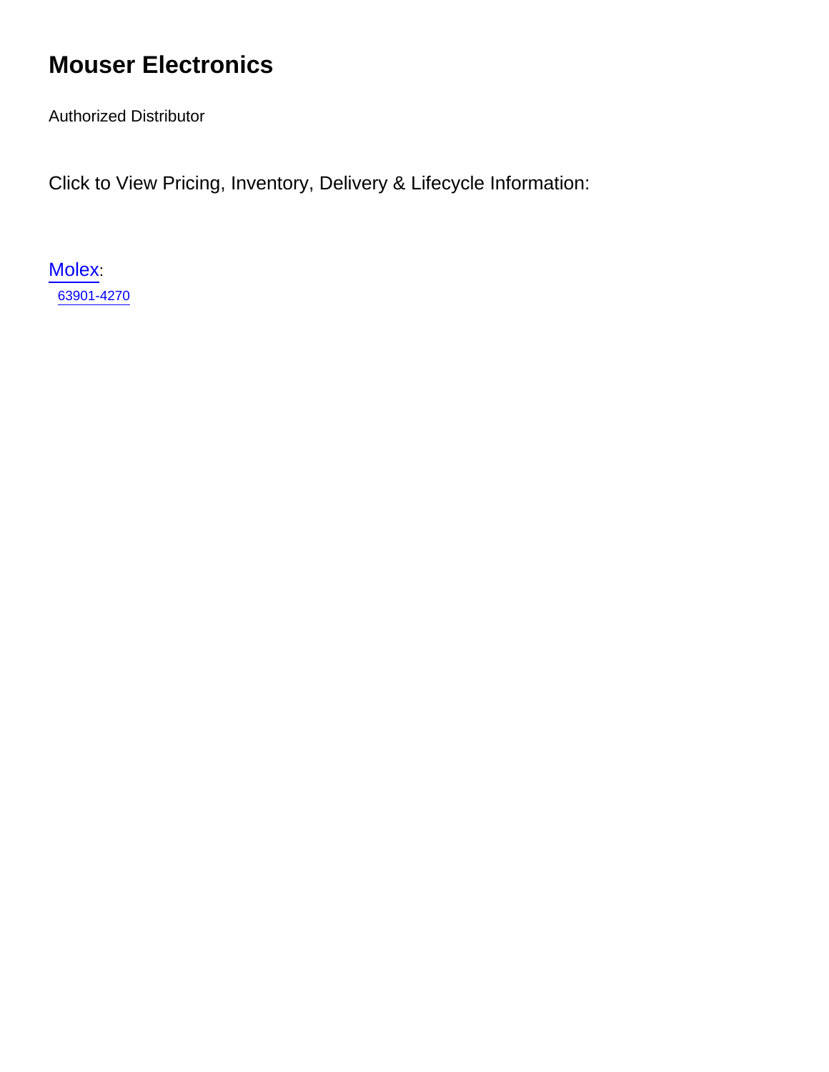# Mouser Electronics

Authorized Distributor

Click to View Pricing, Inventory, Delivery & Lifecycle Information:

Molex:

63901-4270